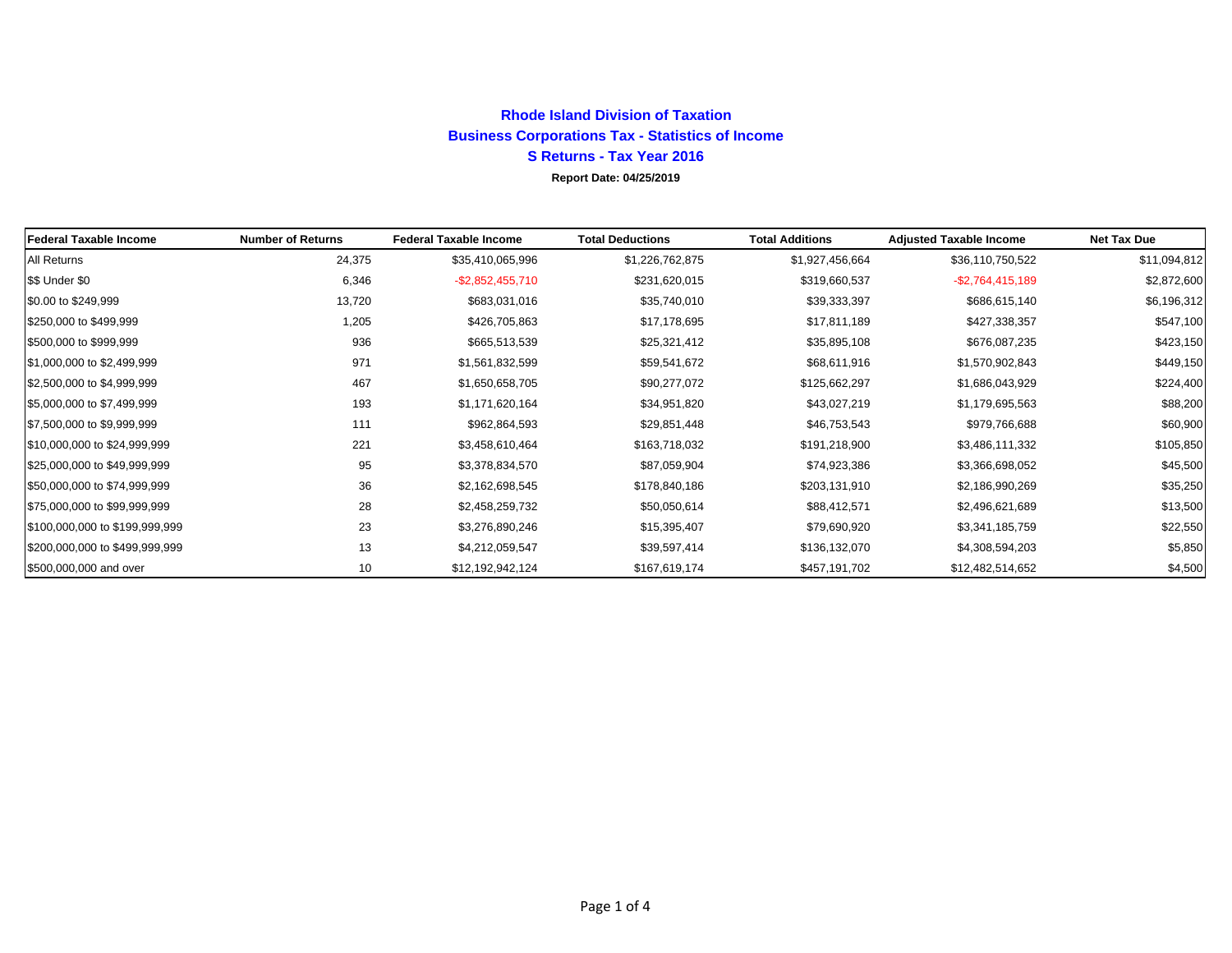# Rhode Island Division of Taxation

## Business Corporations Tax - Statistics of Income

## S Returns - Tax Year 2016

**Report Date: 04/25/2019**

| Federal Taxable Income | Number of Returns | Federal Taxable Income | Total Deductions | Total Additions | Adjusted Taxable Income | Net Tax Due |
|---|---|---|---|---|---|---|
| All Returns | 24,375 | $35,410,065,996 | $1,226,762,875 | $1,927,456,664 | $36,110,750,522 | $11,094,812 |
| $$ Under $0 | 6,346 | -$2,852,455,710 | $231,620,015 | $319,660,537 | -$2,764,415,189 | $2,872,600 |
| $0.00 to $249,999 | 13,720 | $683,031,016 | $35,740,010 | $39,333,397 | $686,615,140 | $6,196,312 |
| $250,000 to $499,999 | 1,205 | $426,705,863 | $17,178,695 | $17,811,189 | $427,338,357 | $547,100 |
| $500,000 to $999,999 | 936 | $665,513,539 | $25,321,412 | $35,895,108 | $676,087,235 | $423,150 |
| $1,000,000 to $2,499,999 | 971 | $1,561,832,599 | $59,541,672 | $68,611,916 | $1,570,902,843 | $449,150 |
| $2,500,000 to $4,999,999 | 467 | $1,650,658,705 | $90,277,072 | $125,662,297 | $1,686,043,929 | $224,400 |
| $5,000,000 to $7,499,999 | 193 | $1,171,620,164 | $34,951,820 | $43,027,219 | $1,179,695,563 | $88,200 |
| $7,500,000 to $9,999,999 | 111 | $962,864,593 | $29,851,448 | $46,753,543 | $979,766,688 | $60,900 |
| $10,000,000 to $24,999,999 | 221 | $3,458,610,464 | $163,718,032 | $191,218,900 | $3,486,111,332 | $105,850 |
| $25,000,000 to $49,999,999 | 95 | $3,378,834,570 | $87,059,904 | $74,923,386 | $3,366,698,052 | $45,500 |
| $50,000,000 to $74,999,999 | 36 | $2,162,698,545 | $178,840,186 | $203,131,910 | $2,186,990,269 | $35,250 |
| $75,000,000 to $99,999,999 | 28 | $2,458,259,732 | $50,050,614 | $88,412,571 | $2,496,621,689 | $13,500 |
| $100,000,000 to $199,999,999 | 23 | $3,276,890,246 | $15,395,407 | $79,690,920 | $3,341,185,759 | $22,550 |
| $200,000,000 to $499,999,999 | 13 | $4,212,059,547 | $39,597,414 | $136,132,070 | $4,308,594,203 | $5,850 |
| $500,000,000 and over | 10 | $12,192,942,124 | $167,619,174 | $457,191,702 | $12,482,514,652 | $4,500 |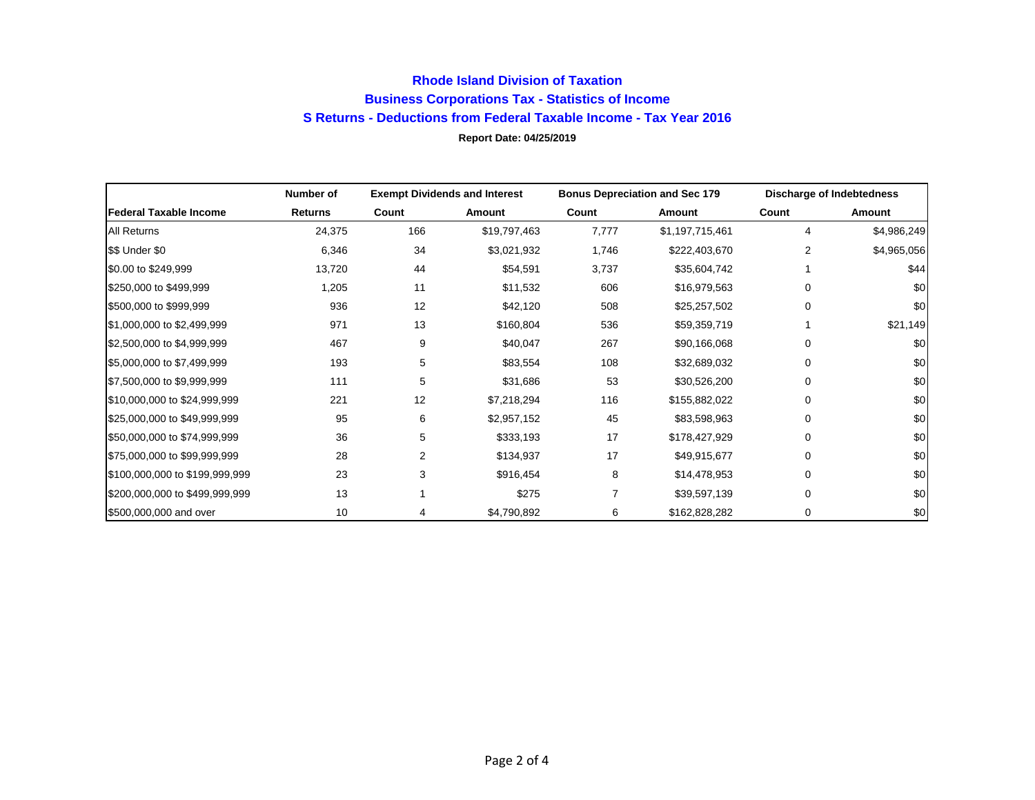# Rhode Island Division of Taxation

## Business Corporations Tax - Statistics of Income

## S Returns - Deductions from Federal Taxable Income - Tax Year 2016

**Report Date: 04/25/2019**

| | Number of | Exempt Dividends and Interest | | Bonus Depreciation and Sec 179 | | Discharge of Indebtedness | |
|---|---|---|---|---|---|---|---|
| **Federal Taxable Income** | **Returns** | **Count** | **Amount** | **Count** | **Amount** | **Count** | **Amount** |
| All Returns | 24,375 | 166 | $19,797,463 | 7,777 | $1,197,715,461 | 4 | $4,986,249 |
| $$ Under $0 | 6,346 | 34 | $3,021,932 | 1,746 | $222,403,670 | 2 | $4,965,056 |
| $0.00 to $249,999 | 13,720 | 44 | $54,591 | 3,737 | $35,604,742 | 1 | $44 |
| $250,000 to $499,999 | 1,205 | 11 | $11,532 | 606 | $16,979,563 | 0 | $0 |
| $500,000 to $999,999 | 936 | 12 | $42,120 | 508 | $25,257,502 | 0 | $0 |
| $1,000,000 to $2,499,999 | 971 | 13 | $160,804 | 536 | $59,359,719 | 1 | $21,149 |
| $2,500,000 to $4,999,999 | 467 | 9 | $40,047 | 267 | $90,166,068 | 0 | $0 |
| $5,000,000 to $7,499,999 | 193 | 5 | $83,554 | 108 | $32,689,032 | 0 | $0 |
| $7,500,000 to $9,999,999 | 111 | 5 | $31,686 | 53 | $30,526,200 | 0 | $0 |
| $10,000,000 to $24,999,999 | 221 | 12 | $7,218,294 | 116 | $155,882,022 | 0 | $0 |
| $25,000,000 to $49,999,999 | 95 | 6 | $2,957,152 | 45 | $83,598,963 | 0 | $0 |
| $50,000,000 to $74,999,999 | 36 | 5 | $333,193 | 17 | $178,427,929 | 0 | $0 |
| $75,000,000 to $99,999,999 | 28 | 2 | $134,937 | 17 | $49,915,677 | 0 | $0 |
| $100,000,000 to $199,999,999 | 23 | 3 | $916,454 | 8 | $14,478,953 | 0 | $0 |
| $200,000,000 to $499,999,999 | 13 | 1 | $275 | 7 | $39,597,139 | 0 | $0 |
| $500,000,000 and over | 10 | 4 | $4,790,892 | 6 | $162,828,282 | 0 | $0 |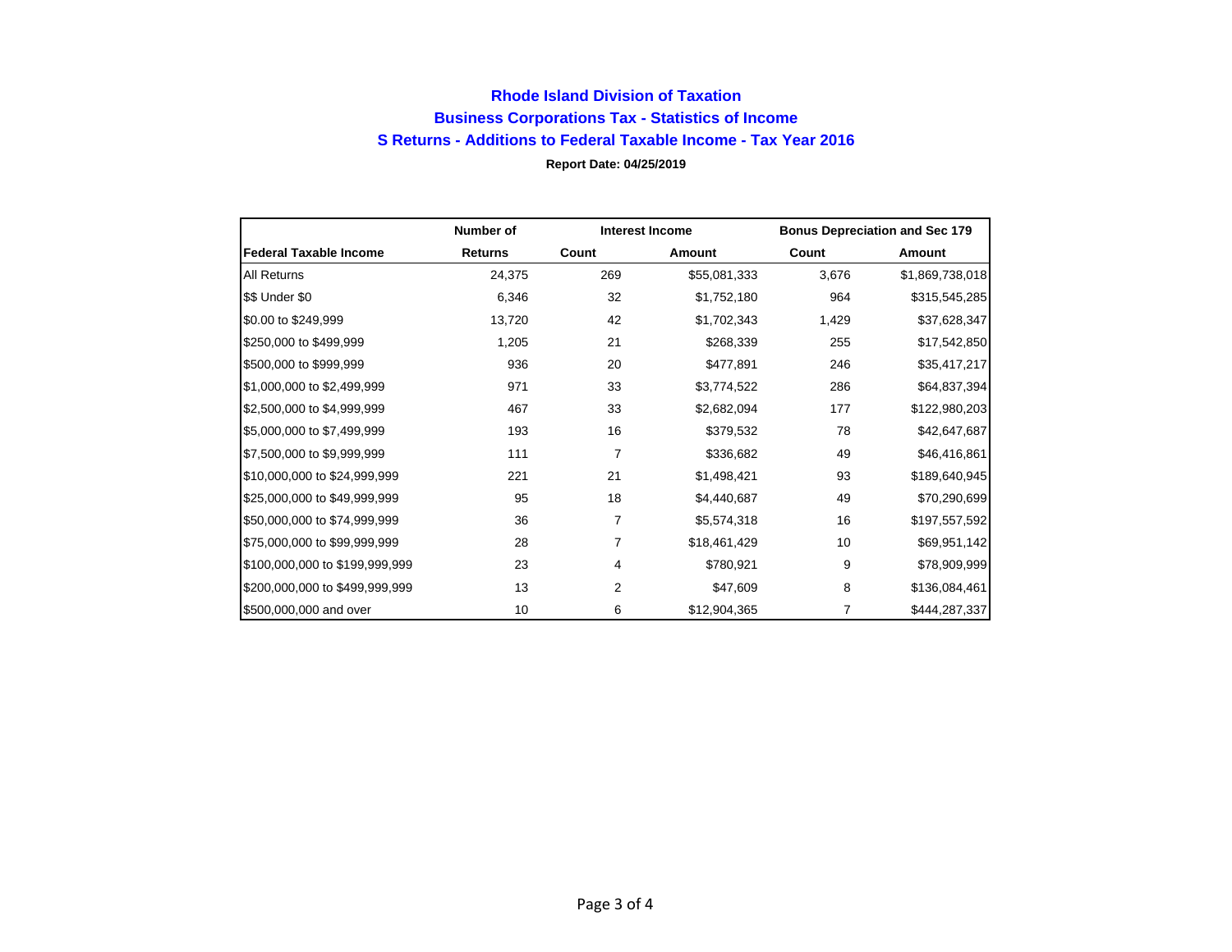# Rhode Island Division of Taxation

## Business Corporations Tax - Statistics of Income

## S Returns - Additions to Federal Taxable Income - Tax Year 2016

**Report Date: 04/25/2019**

| | Number of | Interest Income | | Bonus Depreciation and Sec 179 | |
|---|---|---|---|---|---|
| **Federal Taxable Income** | **Returns** | **Count** | **Amount** | **Count** | **Amount** |
| All Returns | 24,375 | 269 | $55,081,333 | 3,676 | $1,869,738,018 |
| $$ Under $0 | 6,346 | 32 | $1,752,180 | 964 | $315,545,285 |
| $0.00 to $249,999 | 13,720 | 42 | $1,702,343 | 1,429 | $37,628,347 |
| $250,000 to $499,999 | 1,205 | 21 | $268,339 | 255 | $17,542,850 |
| $500,000 to $999,999 | 936 | 20 | $477,891 | 246 | $35,417,217 |
| $1,000,000 to $2,499,999 | 971 | 33 | $3,774,522 | 286 | $64,837,394 |
| $2,500,000 to $4,999,999 | 467 | 33 | $2,682,094 | 177 | $122,980,203 |
| $5,000,000 to $7,499,999 | 193 | 16 | $379,532 | 78 | $42,647,687 |
| $7,500,000 to $9,999,999 | 111 | 7 | $336,682 | 49 | $46,416,861 |
| $10,000,000 to $24,999,999 | 221 | 21 | $1,498,421 | 93 | $189,640,945 |
| $25,000,000 to $49,999,999 | 95 | 18 | $4,440,687 | 49 | $70,290,699 |
| $50,000,000 to $74,999,999 | 36 | 7 | $5,574,318 | 16 | $197,557,592 |
| $75,000,000 to $99,999,999 | 28 | 7 | $18,461,429 | 10 | $69,951,142 |
| $100,000,000 to $199,999,999 | 23 | 4 | $780,921 | 9 | $78,909,999 |
| $200,000,000 to $499,999,999 | 13 | 2 | $47,609 | 8 | $136,084,461 |
| $500,000,000 and over | 10 | 6 | $12,904,365 | 7 | $444,287,337 |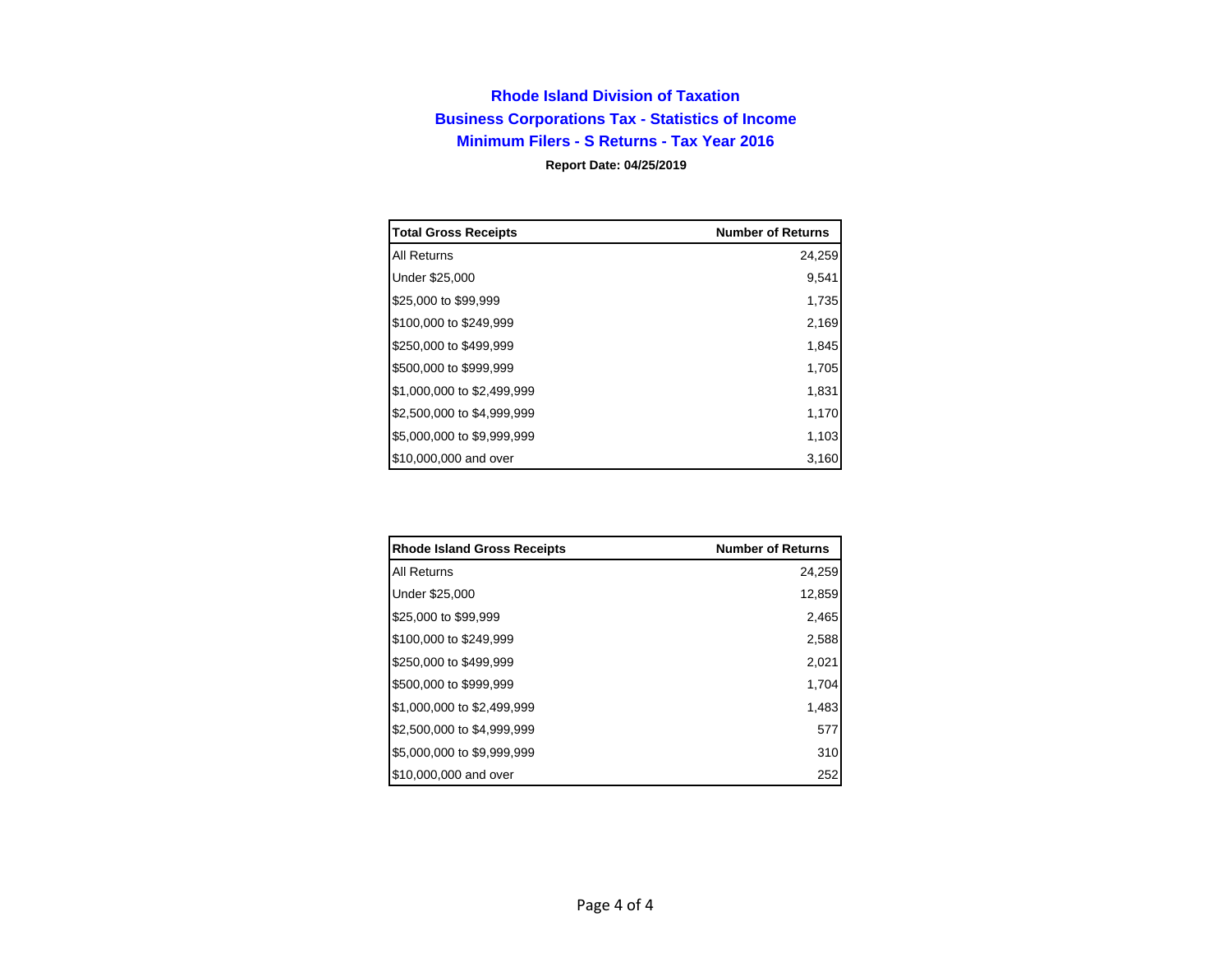# Rhode Island Division of Taxation

## Business Corporations Tax - Statistics of Income

## Minimum Filers - S Returns - Tax Year 2016

**Report Date: 04/25/2019**

| Total Gross Receipts | Number of Returns |
|---|---|
| All Returns | 24,259 |
| Under $25,000 | 9,541 |
| $25,000 to $99,999 | 1,735 |
| $100,000 to $249,999 | 2,169 |
| $250,000 to $499,999 | 1,845 |
| $500,000 to $999,999 | 1,705 |
| $1,000,000 to $2,499,999 | 1,831 |
| $2,500,000 to $4,999,999 | 1,170 |
| $5,000,000 to $9,999,999 | 1,103 |
| $10,000,000 and over | 3,160 |

| Rhode Island Gross Receipts | Number of Returns |
|---|---|
| All Returns | 24,259 |
| Under $25,000 | 12,859 |
| $25,000 to $99,999 | 2,465 |
| $100,000 to $249,999 | 2,588 |
| $250,000 to $499,999 | 2,021 |
| $500,000 to $999,999 | 1,704 |
| $1,000,000 to $2,499,999 | 1,483 |
| $2,500,000 to $4,999,999 | 577 |
| $5,000,000 to $9,999,999 | 310 |
| $10,000,000 and over | 252 |